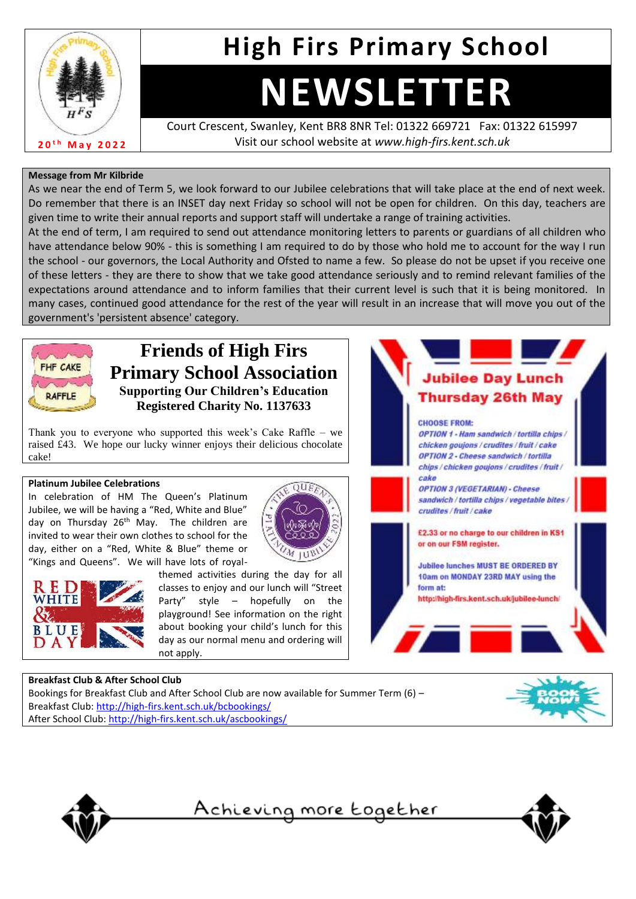# High Firs Primary School

# NEWSLETTER

20th May 2022

Court Crescent, Swanley, Kent BR8 8NR Tel: 01322 669721 Fax: 01322 615997
Visit our school website at *www.high-firs.kent.sch.uk*

**Message from Mr Kilbride**

As we near the end of Term 5, we look forward to our Jubilee celebrations that will take place at the end of next week. Do remember that there is an INSET day next Friday so school will not be open for children. On this day, teachers are given time to write their annual reports and support staff will undertake a range of training activities.

At the end of term, I am required to send out attendance monitoring letters to parents or guardians of all children who have attendance below 90% - this is something I am required to do by those who hold me to account for the way I run the school - our governors, the Local Authority and Ofsted to name a few. So please do not be upset if you receive one of these letters - they are there to show that we take good attendance seriously and to remind relevant families of the expectations around attendance and to inform families that their current level is such that it is being monitored. In many cases, continued good attendance for the rest of the year will result in an increase that will move you out of the government's 'persistent absence' category.

## Friends of High Firs Primary School Association

**Supporting Our Children's Education**
**Registered Charity No. 1137633**

FHF CAKE RAFFLE

Thank you to everyone who supported this week's Cake Raffle – we raised £43. We hope our lucky winner enjoys their delicious chocolate cake!

**Platinum Jubilee Celebrations**

In celebration of HM The Queen's Platinum Jubilee, we will be having a "Red, White and Blue" day on Thursday 26th May. The children are invited to wear their own clothes to school for the day, either on a "Red, White & Blue" theme or "Kings and Queens". We will have lots of royal-themed activities during the day for all classes to enjoy and our lunch will "Street Party" style – hopefully on the playground! See information on the right about booking your child's lunch for this day as our normal menu and ordering will not apply.

**Jubilee Day Lunch**
**Thursday 26th May**

CHOOSE FROM:

*OPTION 1 - Ham sandwich / tortilla chips / chicken goujons / crudites / fruit / cake*
*OPTION 2 - Cheese sandwich / tortilla chips / chicken goujons / crudites / fruit / cake*
*OPTION 3 (VEGETARIAN) - Cheese sandwich / tortilla chips / vegetable bites / crudites / fruit / cake*

£2.33 or no charge to our children in KS1 or on our FSM register.

Jubilee lunches MUST BE ORDERED BY 10am on MONDAY 23RD MAY using the form at: http://high-firs.kent.sch.uk/jubilee-lunch/

**Breakfast Club & After School Club**

Bookings for Breakfast Club and After School Club are now available for Summer Term (6) –
Breakfast Club: http://high-firs.kent.sch.uk/bcbookings/
After School Club: http://high-firs.kent.sch.uk/ascbookings/

Achieving more together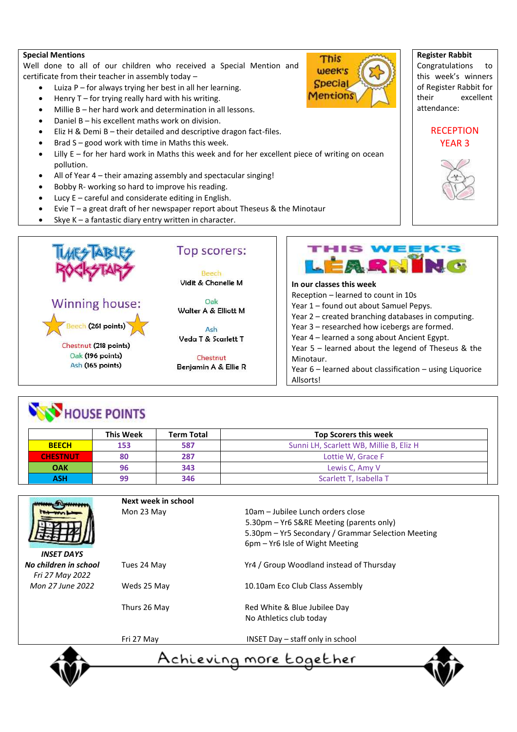## Special Mentions

Well done to all of our children who received a Special Mention and certificate from their teacher in assembly today –

- Luiza P – for always trying her best in all her learning.
- Henry T – for trying really hard with his writing.
- Millie B – her hard work and determination in all lessons.
- Daniel B – his excellent maths work on division.
- Eliz H & Demi B – their detailed and descriptive dragon fact-files.
- Brad S – good work with time in Maths this week.
- Lilly E – for her hard work in Maths this week and for her excellent piece of writing on ocean pollution.
- All of Year 4 – their amazing assembly and spectacular singing!
- Bobby R- working so hard to improve his reading.
- Lucy E – careful and considerate editing in English.
- Evie T – a great draft of her newspaper report about Theseus & the Minotaur
- Skye K – a fantastic diary entry written in character.

## Register Rabbit

Congratulations to this week's winners of Register Rabbit for their excellent attendance:

RECEPTION
YEAR 3

## Times Tables Rockstars

### Winning house:

**Beech (261 points)**

Chestnut (218 points)
Oak (196 points)
Ash (165 points)

### Top scorers:

Beech
Vidit & Chanelle M

Oak
Walter A & Elliott M

Ash
Veda T & Scarlett T

Chestnut
Benjamin A & Ellie R

## This Week's Learning

**In our classes this week**

Reception – learned to count in 10s
Year 1 – found out about Samuel Pepys.
Year 2 – created branching databases in computing.
Year 3 – researched how icebergs are formed.
Year 4 – learned a song about Ancient Egypt.
Year 5 – learned about the legend of Theseus & the Minotaur.
Year 6 – learned about classification – using Liquorice Allsorts!

## HOUSE POINTS

| | This Week | Term Total | Top Scorers this week |
|---|---|---|---|
| BEECH | 153 | 587 | Sunni LH, Scarlett WB, Millie B, Eliz H |
| CHESTNUT | 80 | 287 | Lottie W, Grace F |
| OAK | 96 | 343 | Lewis C, Amy V |
| ASH | 99 | 346 | Scarlett T, Isabella T |

## Next week in school

*INSET DAYS*
***No children in school***
*Fri 27 May 2022*
*Mon 27 June 2022*

| | |
|---|---|
| Mon 23 May | 10am – Jubilee Lunch orders close<br>5.30pm – Yr6 S&RE Meeting (parents only)<br>5.30pm – Yr5 Secondary / Grammar Selection Meeting<br>6pm – Yr6 Isle of Wight Meeting |
| Tues 24 May | Yr4 / Group Woodland instead of Thursday |
| Weds 25 May | 10.10am Eco Club Class Assembly |
| Thurs 26 May | Red White & Blue Jubilee Day<br>No Athletics club today |
| Fri 27 May | INSET Day – staff only in school |

Achieving more together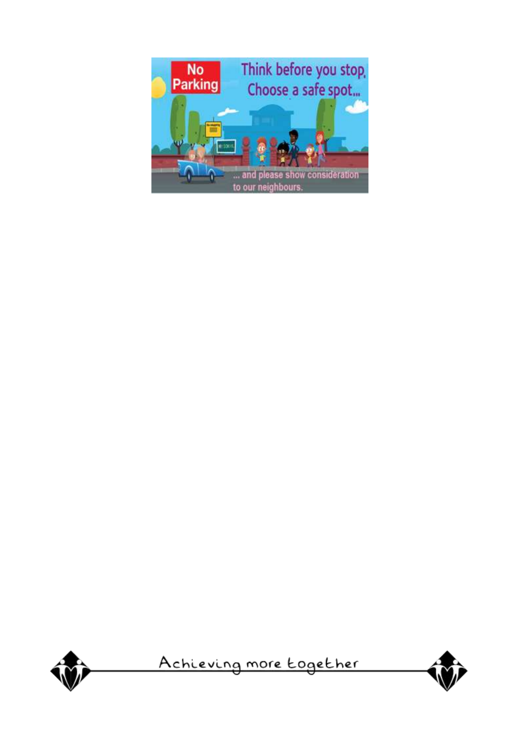No Parking

Think before you stop,
Choose a safe spot...

... and please show consideration to our neighbours.